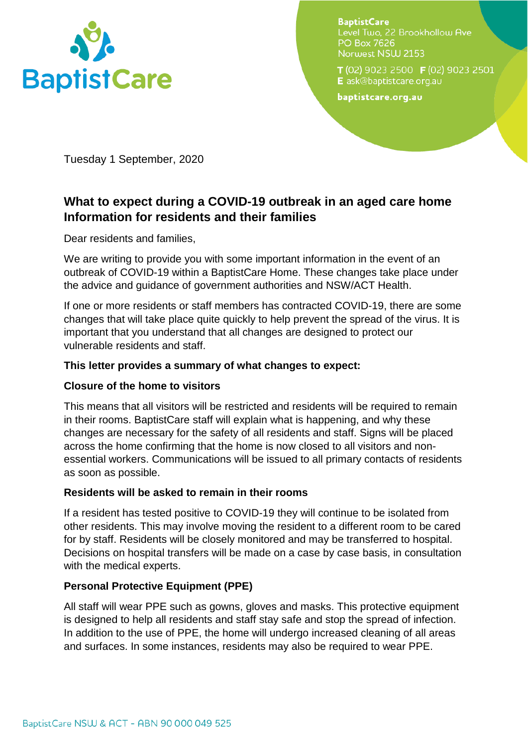BaptistCare
Level Two, 22 Brookhollow Ave
PO Box 7626
Norwest NSW 2153

T (02) 9023 2500 F (02) 9023 2501
E ask@baptistcare.org.au

baptistcare.org.au

Tuesday 1 September, 2020

## What to expect during a COVID-19 outbreak in an aged care home Information for residents and their families

Dear residents and families,

We are writing to provide you with some important information in the event of an outbreak of COVID-19 within a BaptistCare Home. These changes take place under the advice and guidance of government authorities and NSW/ACT Health.

If one or more residents or staff members has contracted COVID-19, there are some changes that will take place quite quickly to help prevent the spread of the virus. It is important that you understand that all changes are designed to protect our vulnerable residents and staff.

**This letter provides a summary of what changes to expect:**

**Closure of the home to visitors**

This means that all visitors will be restricted and residents will be required to remain in their rooms. BaptistCare staff will explain what is happening, and why these changes are necessary for the safety of all residents and staff. Signs will be placed across the home confirming that the home is now closed to all visitors and non-essential workers. Communications will be issued to all primary contacts of residents as soon as possible.

**Residents will be asked to remain in their rooms**

If a resident has tested positive to COVID-19 they will continue to be isolated from other residents. This may involve moving the resident to a different room to be cared for by staff. Residents will be closely monitored and may be transferred to hospital. Decisions on hospital transfers will be made on a case by case basis, in consultation with the medical experts.

**Personal Protective Equipment (PPE)**

All staff will wear PPE such as gowns, gloves and masks. This protective equipment is designed to help all residents and staff stay safe and stop the spread of infection. In addition to the use of PPE, the home will undergo increased cleaning of all areas and surfaces. In some instances, residents may also be required to wear PPE.

BaptistCare NSW & ACT - ABN 90 000 049 525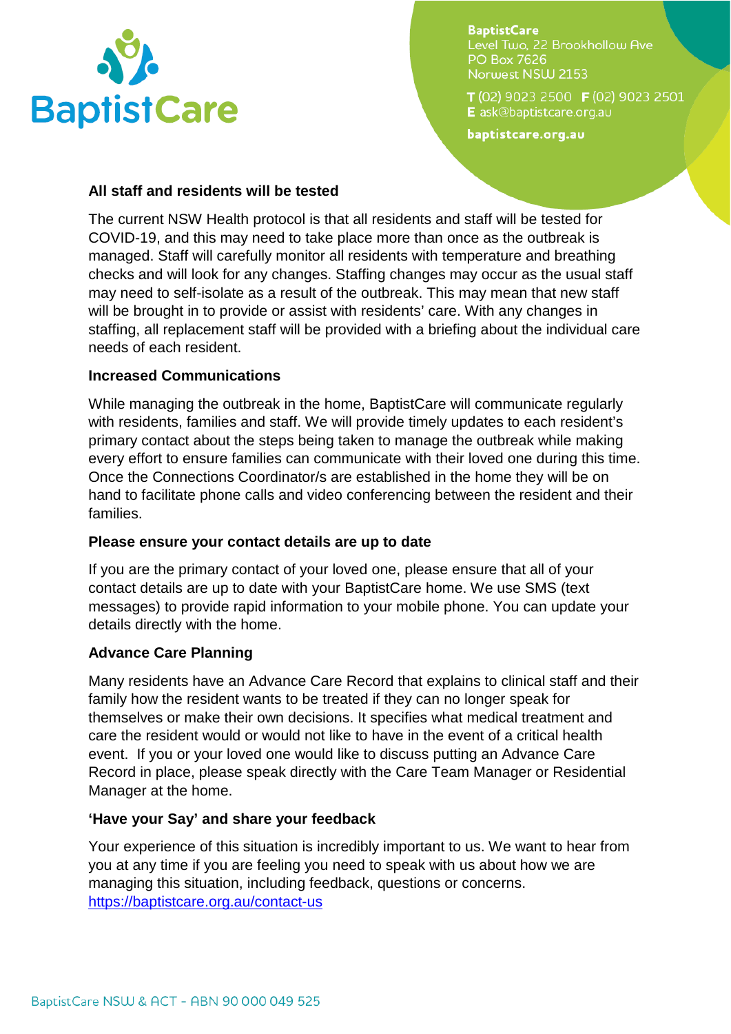**All staff and residents will be tested**

The current NSW Health protocol is that all residents and staff will be tested for COVID-19, and this may need to take place more than once as the outbreak is managed. Staff will carefully monitor all residents with temperature and breathing checks and will look for any changes. Staffing changes may occur as the usual staff may need to self-isolate as a result of the outbreak. This may mean that new staff will be brought in to provide or assist with residents' care. With any changes in staffing, all replacement staff will be provided with a briefing about the individual care needs of each resident.

**Increased Communications**

While managing the outbreak in the home, BaptistCare will communicate regularly with residents, families and staff. We will provide timely updates to each resident's primary contact about the steps being taken to manage the outbreak while making every effort to ensure families can communicate with their loved one during this time. Once the Connections Coordinator/s are established in the home they will be on hand to facilitate phone calls and video conferencing between the resident and their families.

**Please ensure your contact details are up to date**

If you are the primary contact of your loved one, please ensure that all of your contact details are up to date with your BaptistCare home. We use SMS (text messages) to provide rapid information to your mobile phone. You can update your details directly with the home.

**Advance Care Planning**

Many residents have an Advance Care Record that explains to clinical staff and their family how the resident wants to be treated if they can no longer speak for themselves or make their own decisions. It specifies what medical treatment and care the resident would or would not like to have in the event of a critical health event. If you or your loved one would like to discuss putting an Advance Care Record in place, please speak directly with the Care Team Manager or Residential Manager at the home.

**'Have your Say' and share your feedback**

Your experience of this situation is incredibly important to us. We want to hear from you at any time if you are feeling you need to speak with us about how we are managing this situation, including feedback, questions or concerns.
https://baptistcare.org.au/contact-us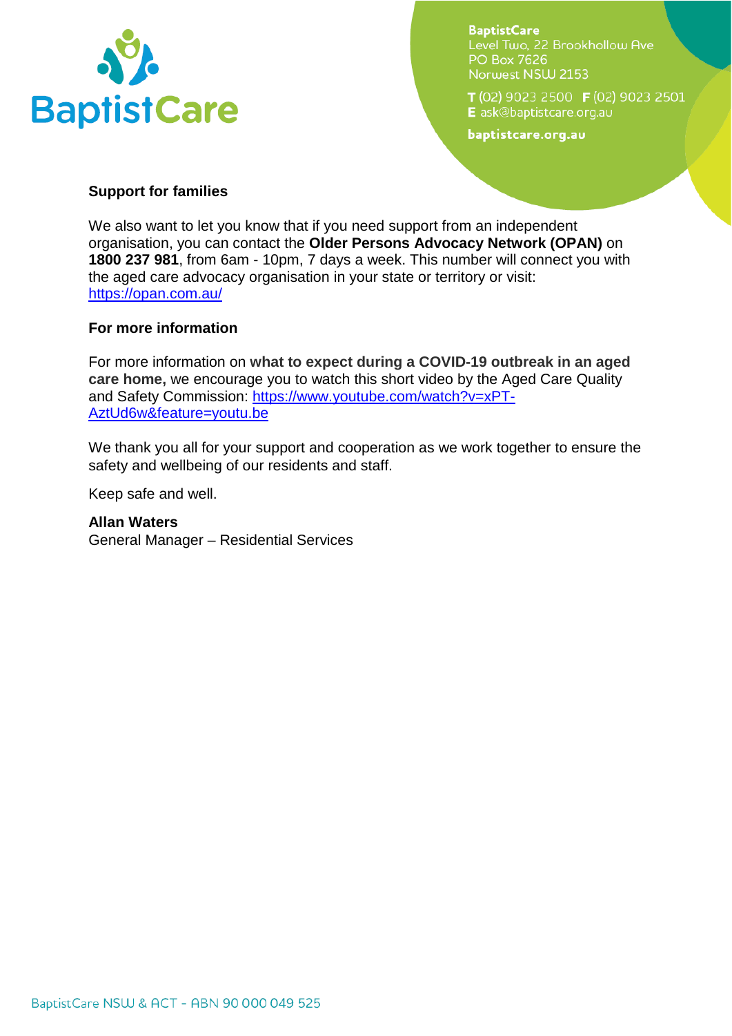BaptistCare
Level Two, 22 Brookhollow Ave
PO Box 7626
Norwest NSW 2153

**T** (02) 9023 2500 **F** (02) 9023 2501
**E** ask@baptistcare.org.au

**baptistcare.org.au**

**Support for families**

We also want to let you know that if you need support from an independent organisation, you can contact the **Older Persons Advocacy Network (OPAN)** on **1800 237 981**, from 6am - 10pm, 7 days a week. This number will connect you with the aged care advocacy organisation in your state or territory or visit: https://opan.com.au/

**For more information**

For more information on **what to expect during a COVID-19 outbreak in an aged care home,** we encourage you to watch this short video by the Aged Care Quality and Safety Commission: https://www.youtube.com/watch?v=xPT-AztUd6w&feature=youtu.be

We thank you all for your support and cooperation as we work together to ensure the safety and wellbeing of our residents and staff.

Keep safe and well.

**Allan Waters**
General Manager – Residential Services

BaptistCare NSW & ACT - ABN 90 000 049 525